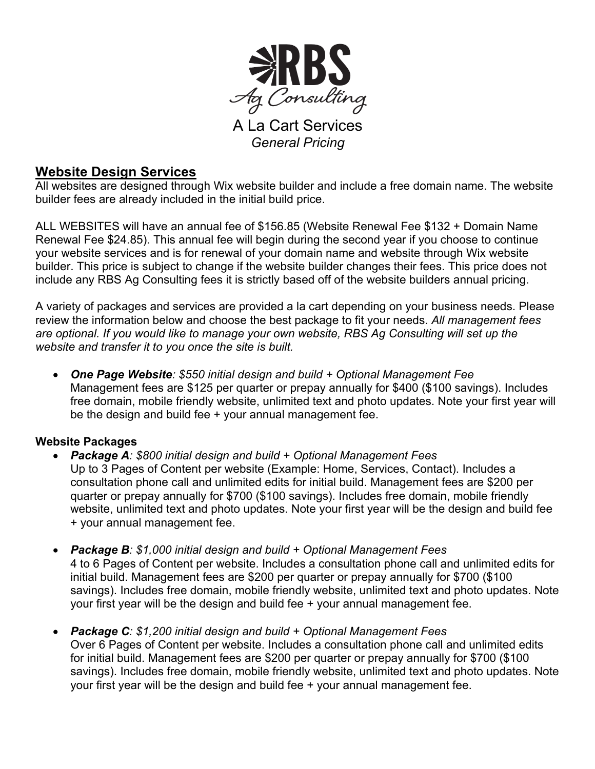# RBS Ag Consulting

A La Cart Services

*General Pricing*

## Website Design Services

All websites are designed through Wix website builder and include a free domain name. The website builder fees are already included in the initial build price.

ALL WEBSITES will have an annual fee of $156.85 (Website Renewal Fee $132 + Domain Name Renewal Fee $24.85). This annual fee will begin during the second year if you choose to continue your website services and is for renewal of your domain name and website through Wix website builder. This price is subject to change if the website builder changes their fees. This price does not include any RBS Ag Consulting fees it is strictly based off of the website builders annual pricing.

A variety of packages and services are provided a la cart depending on your business needs. Please review the information below and choose the best package to fit your needs. *All management fees are optional. If you would like to manage your own website, RBS Ag Consulting will set up the website and transfer it to you once the site is built.*

- ***One Page Website****: $550 initial design and build + Optional Management Fee*
  Management fees are $125 per quarter or prepay annually for $400 ($100 savings). Includes free domain, mobile friendly website, unlimited text and photo updates. Note your first year will be the design and build fee + your annual management fee.

**Website Packages**

- ***Package A****: $800 initial design and build + Optional Management Fees*
  Up to 3 Pages of Content per website (Example: Home, Services, Contact). Includes a consultation phone call and unlimited edits for initial build. Management fees are $200 per quarter or prepay annually for $700 ($100 savings). Includes free domain, mobile friendly website, unlimited text and photo updates. Note your first year will be the design and build fee + your annual management fee.

- ***Package B****: $1,000 initial design and build + Optional Management Fees*
  4 to 6 Pages of Content per website. Includes a consultation phone call and unlimited edits for initial build. Management fees are $200 per quarter or prepay annually for $700 ($100 savings). Includes free domain, mobile friendly website, unlimited text and photo updates. Note your first year will be the design and build fee + your annual management fee.

- ***Package C****: $1,200 initial design and build + Optional Management Fees*
  Over 6 Pages of Content per website. Includes a consultation phone call and unlimited edits for initial build. Management fees are $200 per quarter or prepay annually for $700 ($100 savings). Includes free domain, mobile friendly website, unlimited text and photo updates. Note your first year will be the design and build fee + your annual management fee.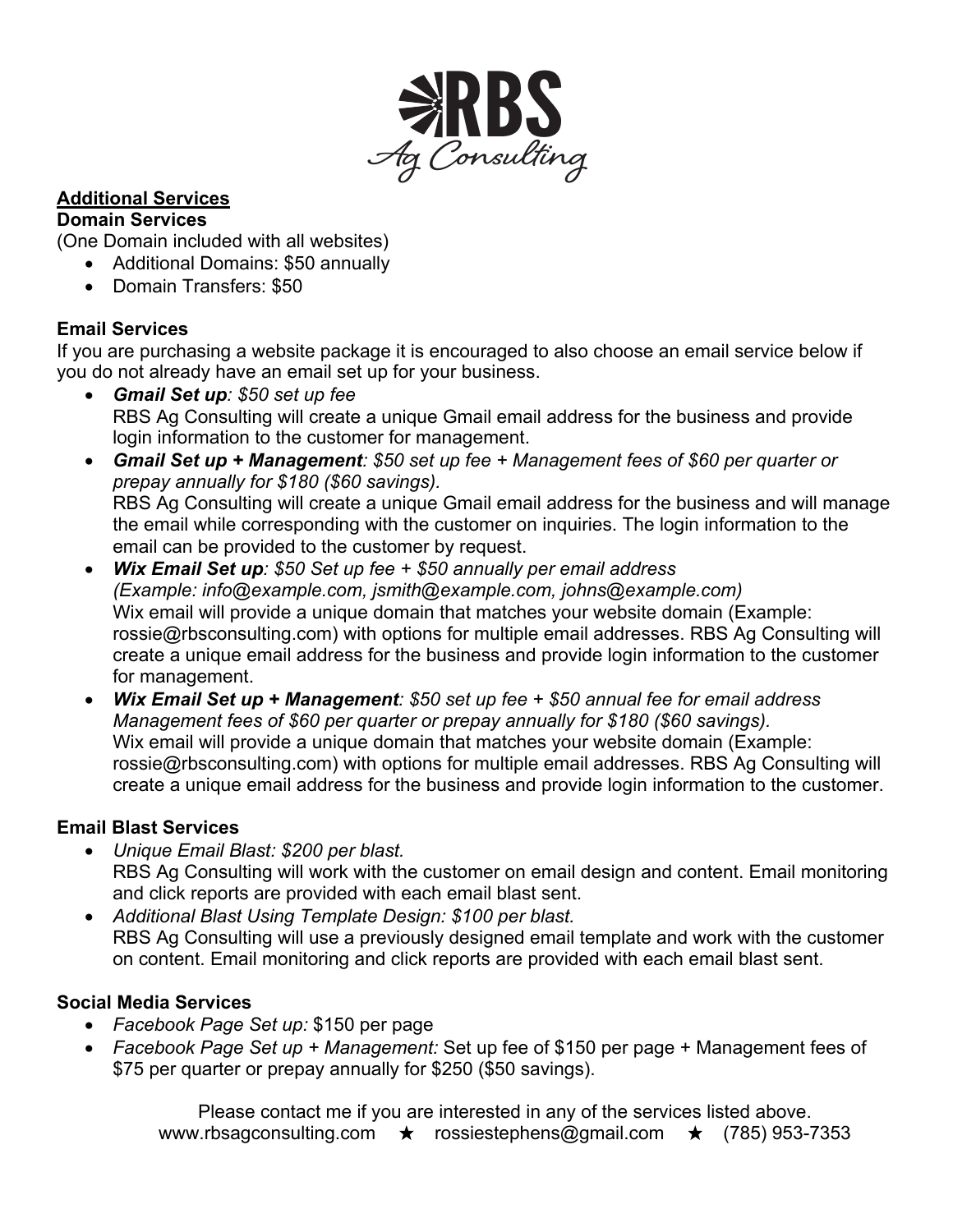RBS
Ag Consulting

## Additional Services

### Domain Services

(One Domain included with all websites)

- Additional Domains: $50 annually
- Domain Transfers: $50

### Email Services

If you are purchasing a website package it is encouraged to also choose an email service below if you do not already have an email set up for your business.

- ***Gmail Set up****: $50 set up fee*
  RBS Ag Consulting will create a unique Gmail email address for the business and provide login information to the customer for management.
- ***Gmail Set up + Management****: $50 set up fee + Management fees of $60 per quarter or prepay annually for $180 ($60 savings).*
  RBS Ag Consulting will create a unique Gmail email address for the business and will manage the email while corresponding with the customer on inquiries. The login information to the email can be provided to the customer by request.
- ***Wix Email Set up****: $50 Set up fee + $50 annually per email address*
  *(Example: info@example.com, jsmith@example.com, johns@example.com)*
  Wix email will provide a unique domain that matches your website domain (Example: rossie@rbsconsulting.com) with options for multiple email addresses. RBS Ag Consulting will create a unique email address for the business and provide login information to the customer for management.
- ***Wix Email Set up + Management****: $50 set up fee + $50 annual fee for email address Management fees of $60 per quarter or prepay annually for $180 ($60 savings).*
  Wix email will provide a unique domain that matches your website domain (Example: rossie@rbsconsulting.com) with options for multiple email addresses. RBS Ag Consulting will create a unique email address for the business and provide login information to the customer.

### Email Blast Services

- *Unique Email Blast: $200 per blast.*
  RBS Ag Consulting will work with the customer on email design and content. Email monitoring and click reports are provided with each email blast sent.
- *Additional Blast Using Template Design: $100 per blast.*
  RBS Ag Consulting will use a previously designed email template and work with the customer on content. Email monitoring and click reports are provided with each email blast sent.

### Social Media Services

- *Facebook Page Set up:* $150 per page
- *Facebook Page Set up + Management:* Set up fee of $150 per page + Management fees of $75 per quarter or prepay annually for $250 ($50 savings).

Please contact me if you are interested in any of the services listed above.
www.rbsagconsulting.com ★ rossiestephens@gmail.com ★ (785) 953-7353